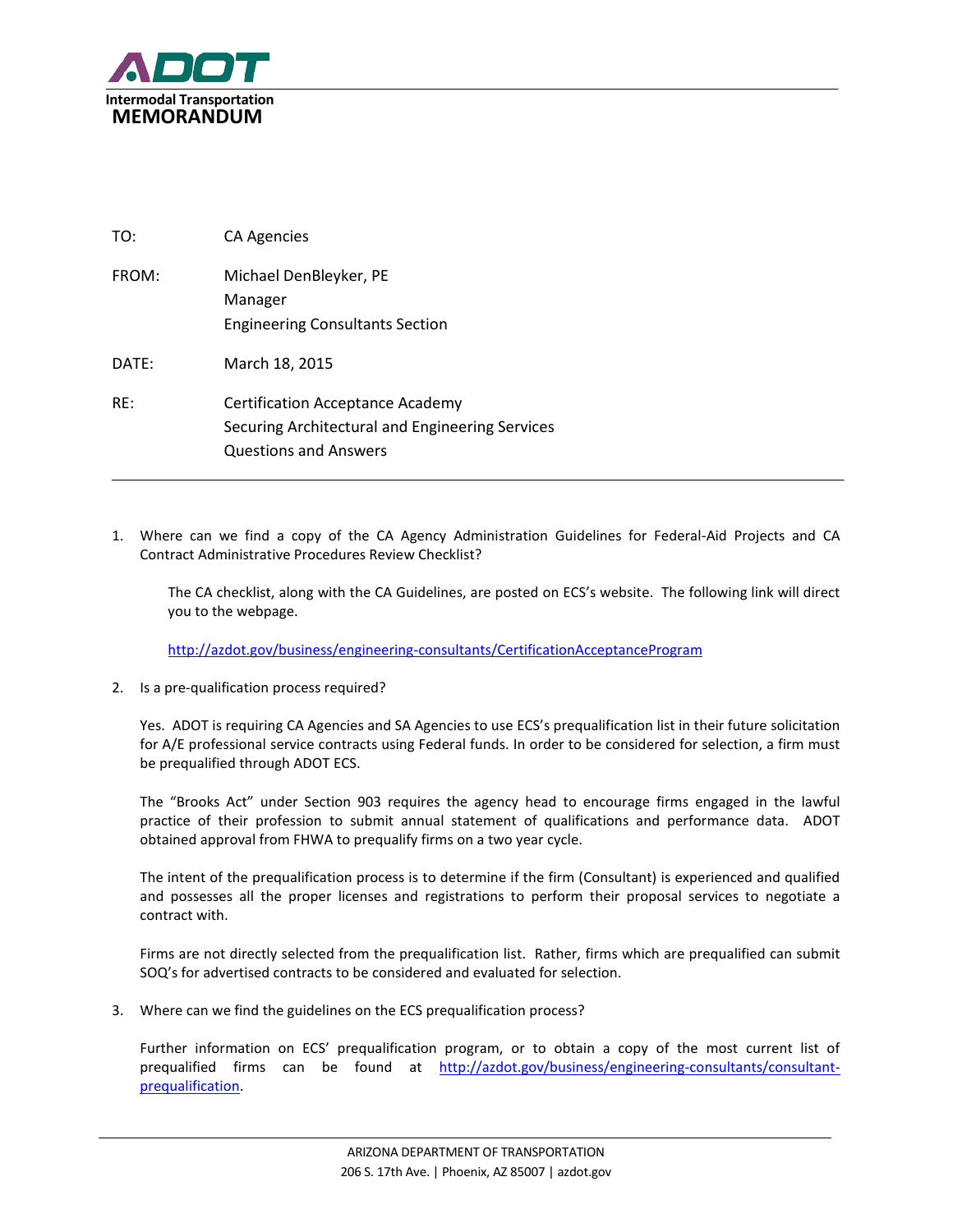ADOT

Intermodal Transportation

# MEMORANDUM

TO: CA Agencies

FROM: Michael DenBleyker, PE
Manager
Engineering Consultants Section

DATE: March 18, 2015

RE: Certification Acceptance Academy
Securing Architectural and Engineering Services
Questions and Answers

---

1. Where can we find a copy of the CA Agency Administration Guidelines for Federal-Aid Projects and CA Contract Administrative Procedures Review Checklist?

   The CA checklist, along with the CA Guidelines, are posted on ECS's website. The following link will direct you to the webpage.

   http://azdot.gov/business/engineering-consultants/CertificationAcceptanceProgram

2. Is a pre-qualification process required?

   Yes. ADOT is requiring CA Agencies and SA Agencies to use ECS's prequalification list in their future solicitation for A/E professional service contracts using Federal funds. In order to be considered for selection, a firm must be prequalified through ADOT ECS.

   The "Brooks Act" under Section 903 requires the agency head to encourage firms engaged in the lawful practice of their profession to submit annual statement of qualifications and performance data. ADOT obtained approval from FHWA to prequalify firms on a two year cycle.

   The intent of the prequalification process is to determine if the firm (Consultant) is experienced and qualified and possesses all the proper licenses and registrations to perform their proposal services to negotiate a contract with.

   Firms are not directly selected from the prequalification list. Rather, firms which are prequalified can submit SOQ's for advertised contracts to be considered and evaluated for selection.

3. Where can we find the guidelines on the ECS prequalification process?

   Further information on ECS' prequalification program, or to obtain a copy of the most current list of prequalified firms can be found at http://azdot.gov/business/engineering-consultants/consultant-prequalification.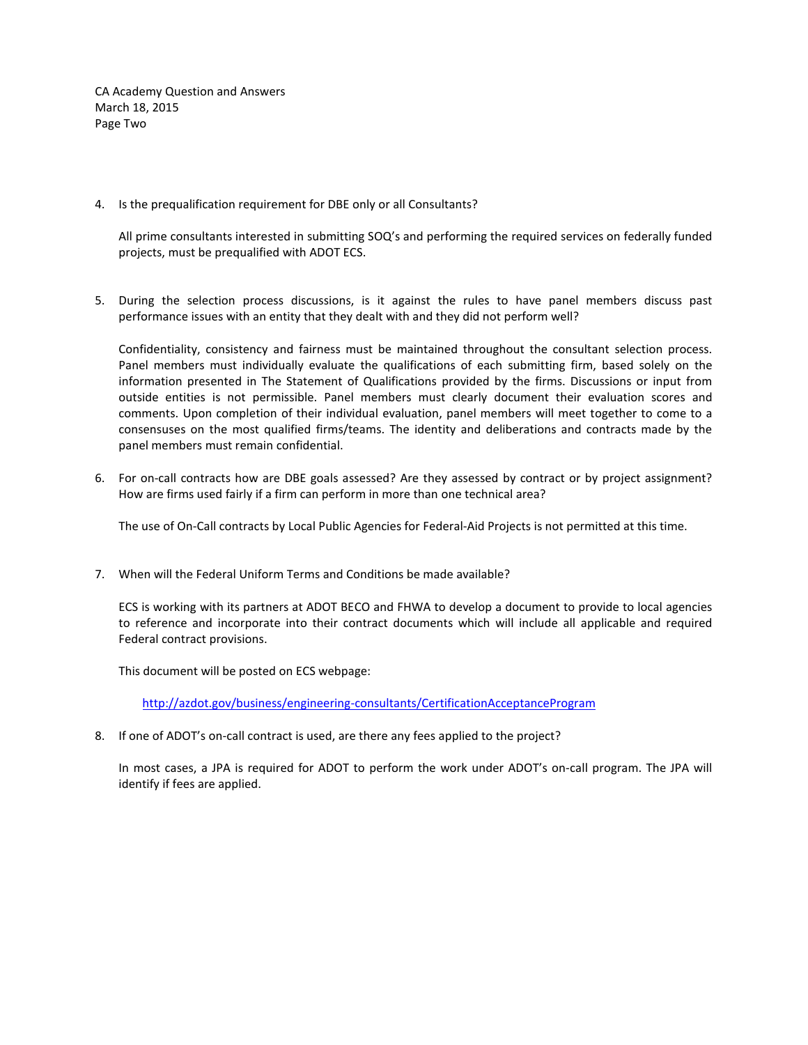4. Is the prequalification requirement for DBE only or all Consultants?

   All prime consultants interested in submitting SOQ's and performing the required services on federally funded projects, must be prequalified with ADOT ECS.

5. During the selection process discussions, is it against the rules to have panel members discuss past performance issues with an entity that they dealt with and they did not perform well?

   Confidentiality, consistency and fairness must be maintained throughout the consultant selection process. Panel members must individually evaluate the qualifications of each submitting firm, based solely on the information presented in The Statement of Qualifications provided by the firms. Discussions or input from outside entities is not permissible. Panel members must clearly document their evaluation scores and comments. Upon completion of their individual evaluation, panel members will meet together to come to a consensuses on the most qualified firms/teams. The identity and deliberations and contracts made by the panel members must remain confidential.

6. For on-call contracts how are DBE goals assessed? Are they assessed by contract or by project assignment? How are firms used fairly if a firm can perform in more than one technical area?

   The use of On-Call contracts by Local Public Agencies for Federal-Aid Projects is not permitted at this time.

7. When will the Federal Uniform Terms and Conditions be made available?

   ECS is working with its partners at ADOT BECO and FHWA to develop a document to provide to local agencies to reference and incorporate into their contract documents which will include all applicable and required Federal contract provisions.

   This document will be posted on ECS webpage:

   http://azdot.gov/business/engineering-consultants/CertificationAcceptanceProgram

8. If one of ADOT's on-call contract is used, are there any fees applied to the project?

   In most cases, a JPA is required for ADOT to perform the work under ADOT's on-call program. The JPA will identify if fees are applied.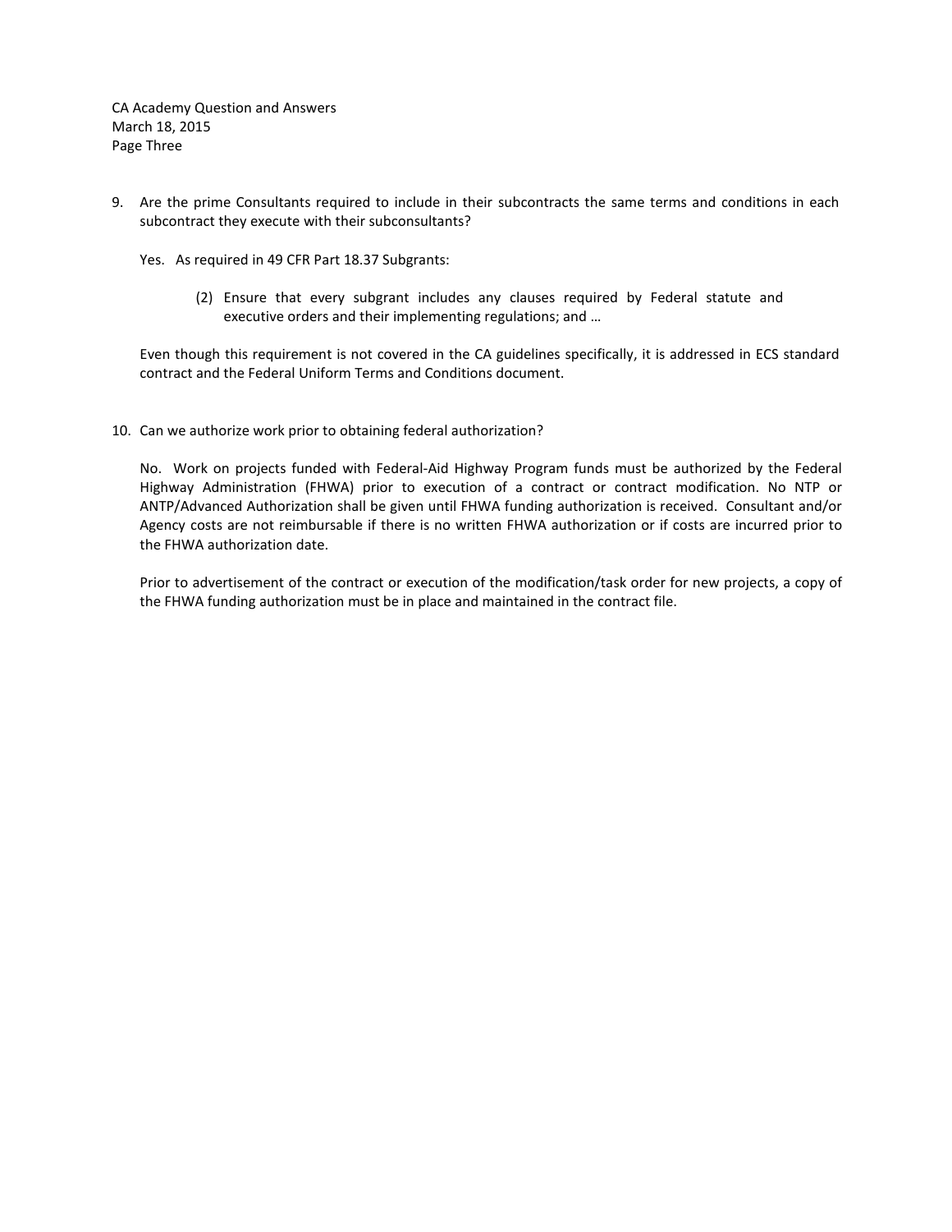9. Are the prime Consultants required to include in their subcontracts the same terms and conditions in each subcontract they execute with their subconsultants?

   Yes. As required in 49 CFR Part 18.37 Subgrants:

   > (2) Ensure that every subgrant includes any clauses required by Federal statute and executive orders and their implementing regulations; and …

   Even though this requirement is not covered in the CA guidelines specifically, it is addressed in ECS standard contract and the Federal Uniform Terms and Conditions document.

10. Can we authorize work prior to obtaining federal authorization?

    No. Work on projects funded with Federal-Aid Highway Program funds must be authorized by the Federal Highway Administration (FHWA) prior to execution of a contract or contract modification. No NTP or ANTP/Advanced Authorization shall be given until FHWA funding authorization is received. Consultant and/or Agency costs are not reimbursable if there is no written FHWA authorization or if costs are incurred prior to the FHWA authorization date.

    Prior to advertisement of the contract or execution of the modification/task order for new projects, a copy of the FHWA funding authorization must be in place and maintained in the contract file.